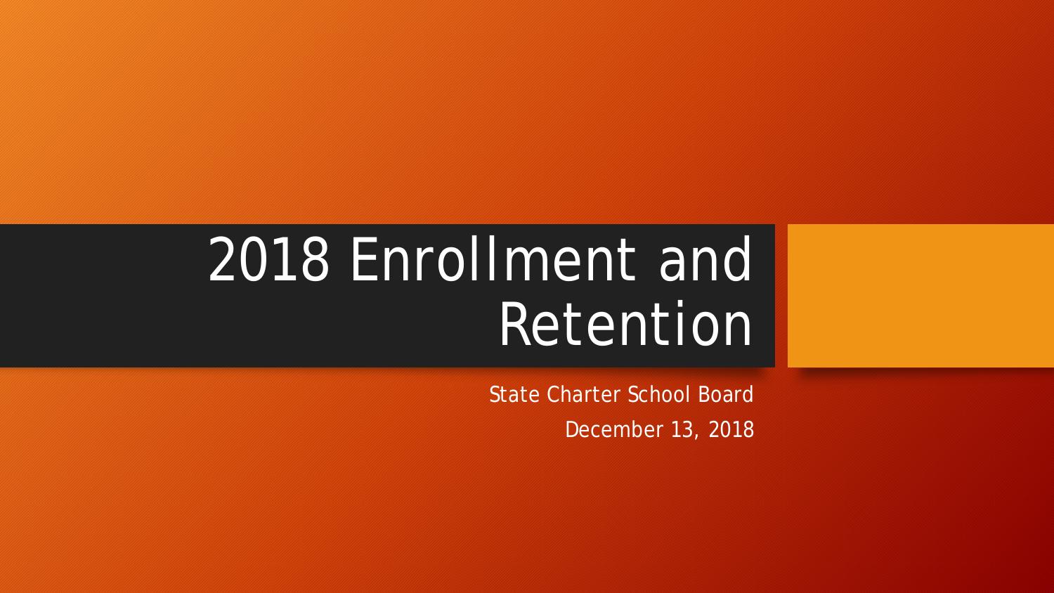# 2018 Enrollment and Retention

State Charter School Board

December 13, 2018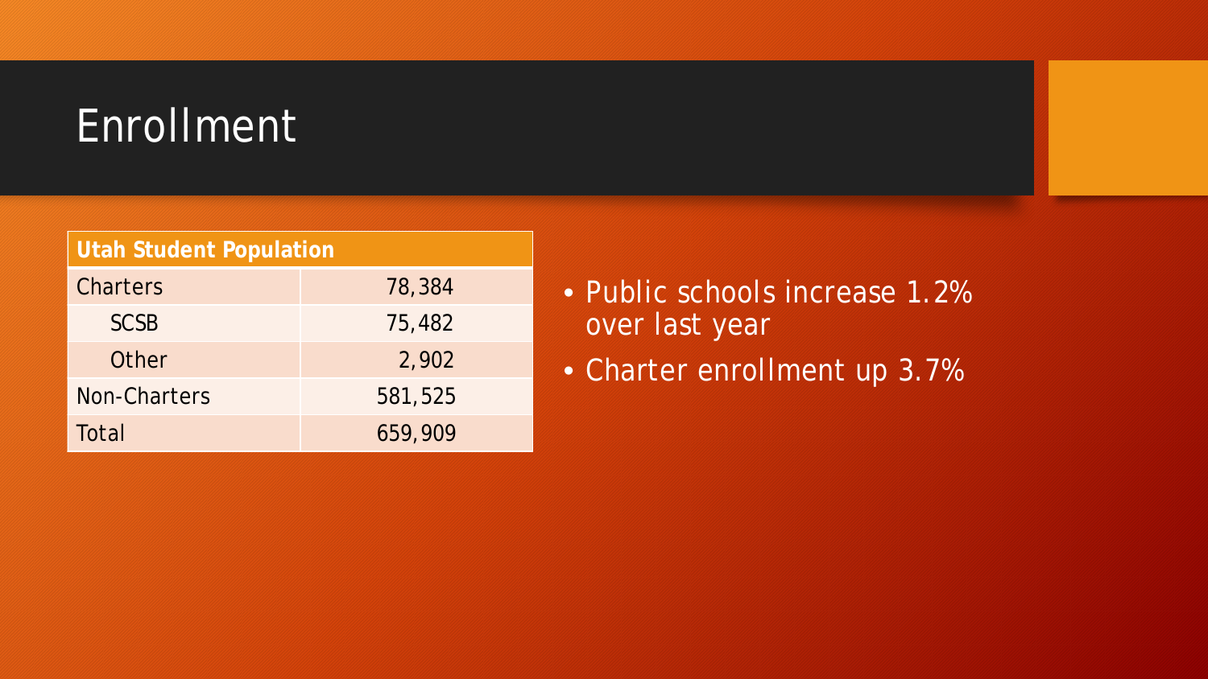# Enrollment

| Utah Student Population | |
|---|---|
| Charters | 78,384 |
| SCSB | 75,482 |
| Other | 2,902 |
| Non-Charters | 581,525 |
| Total | 659,909 |

- Public schools increase 1.2% over last year
- Charter enrollment up 3.7%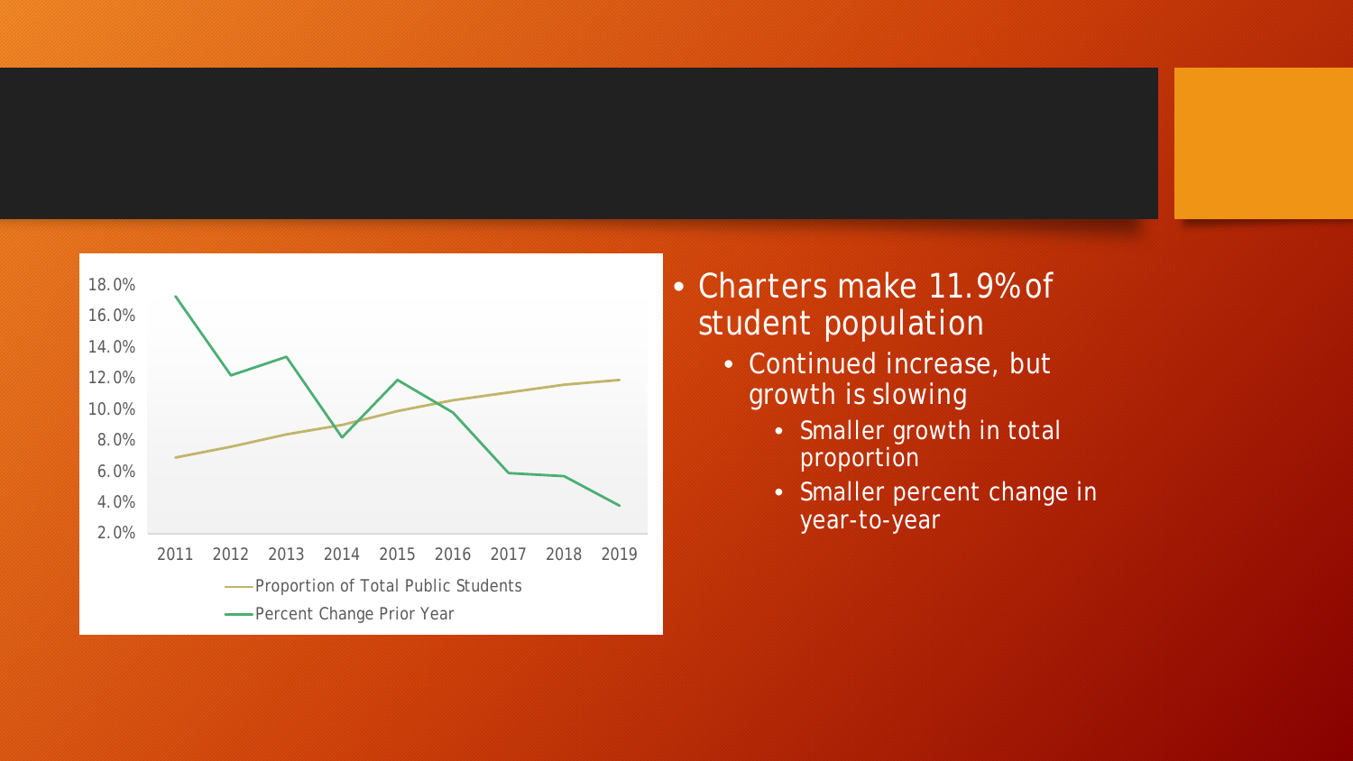18.0%
16.0%
14.0%
12.0%
10.0%
8.0%
6.0%
4.0%
2.0%

2011 2012 2013 2014 2015 2016 2017 2018 2019

Proportion of Total Public Students

Percent Change Prior Year

- Charters make 11.9% of student population
  - Continued increase, but growth is slowing
    - Smaller growth in total proportion
    - Smaller percent change in year-to-year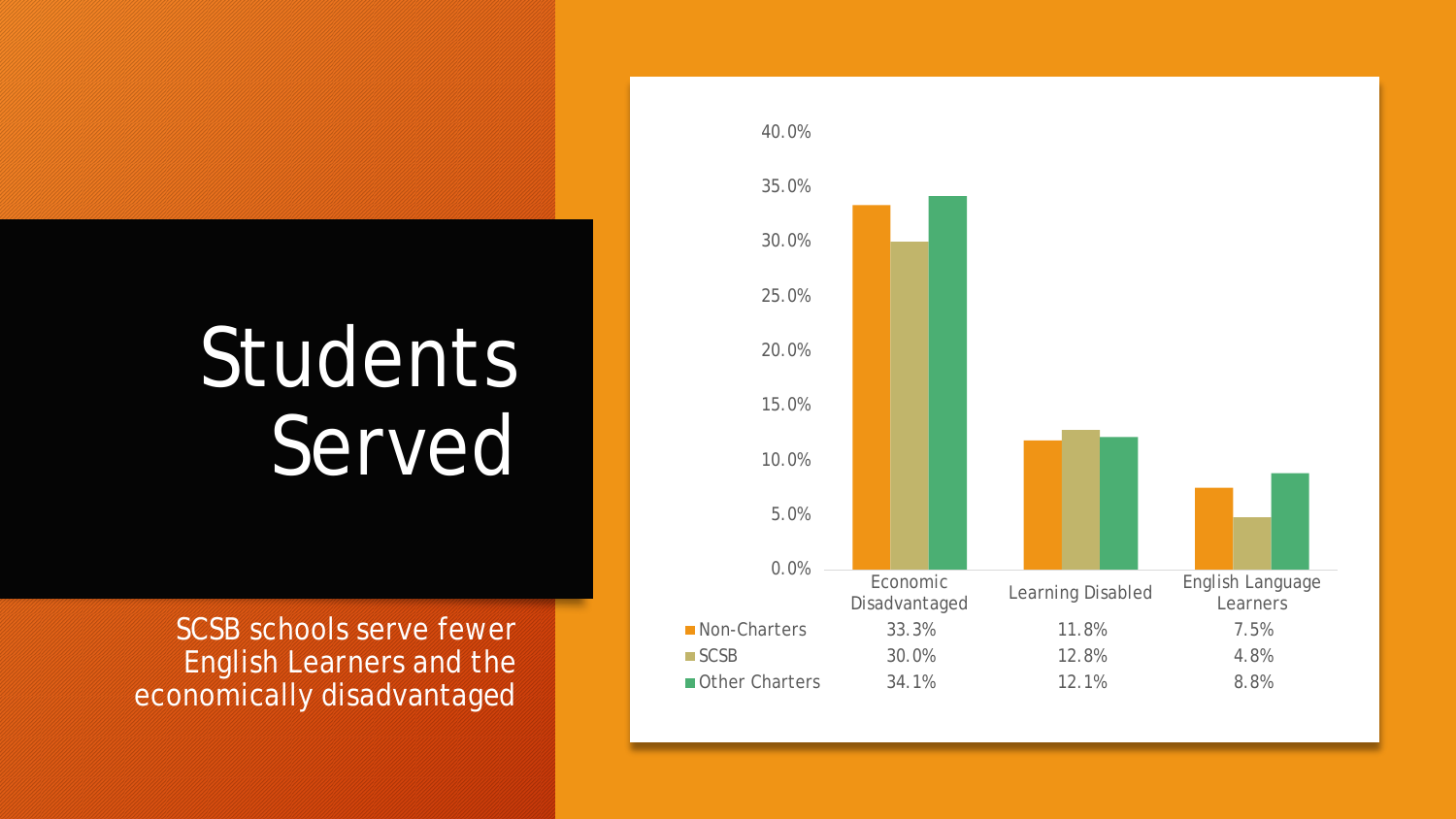# Students Served

SCSB schools serve fewer English Learners and the economically disadvantaged

| | Economic Disadvantaged | Learning Disabled | English Language Learners |
|---|---|---|---|
| Non-Charters | 33.3% | 11.8% | 7.5% |
| SCSB | 30.0% | 12.8% | 4.8% |
| Other Charters | 34.1% | 12.1% | 8.8% |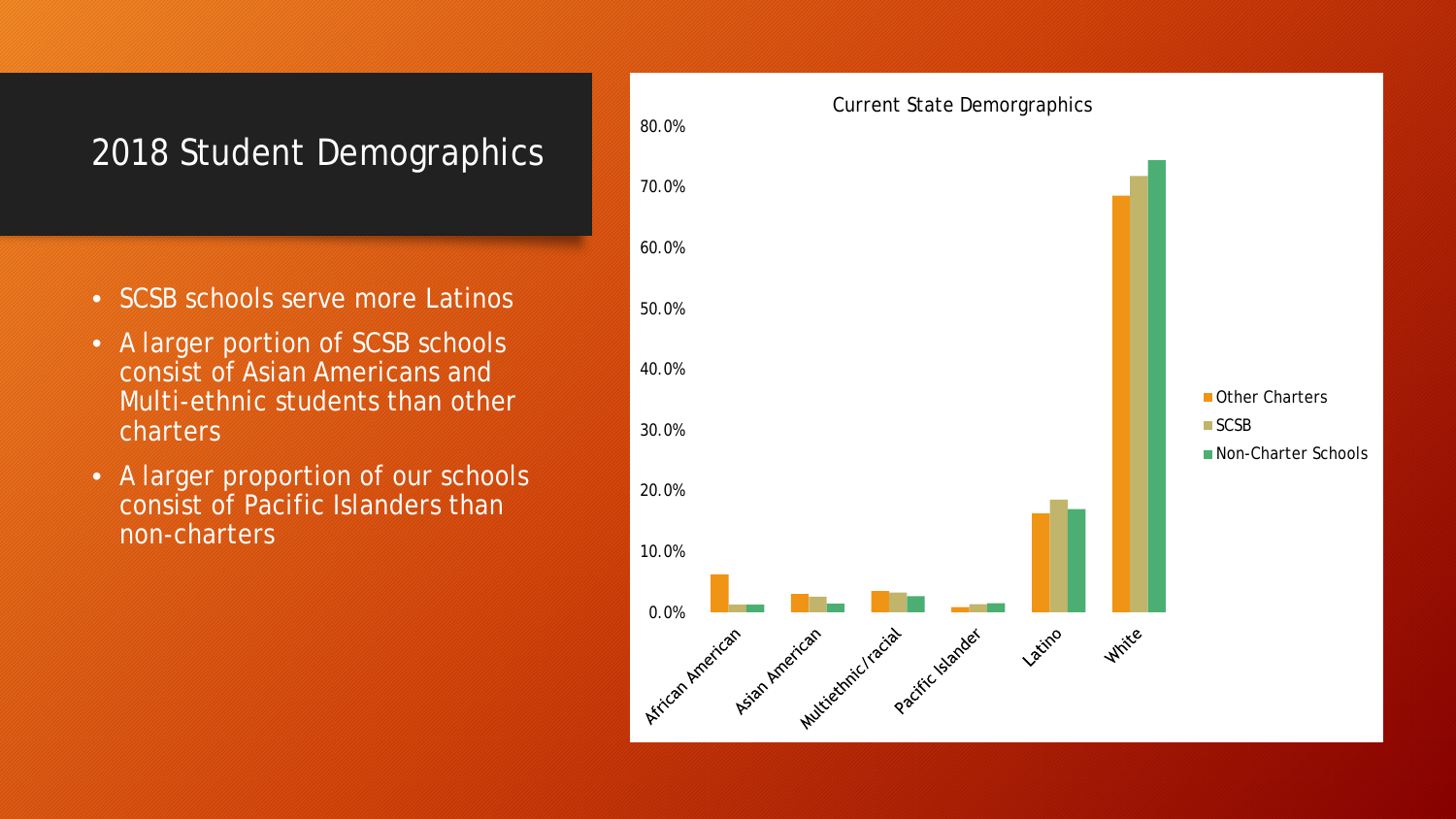# 2018 Student Demographics

- SCSB schools serve more Latinos
- A larger portion of SCSB schools consist of Asian Americans and Multi-ethnic students than other charters
- A larger proportion of our schools consist of Pacific Islanders than non-charters

Current State Demorgraphics

80.0%
70.0%
60.0%
50.0%
40.0%
30.0%
20.0%
10.0%
0.0%

African American, Asian American, Multiethnic/racial, Pacific Islander, Latino, White

Other Charters
SCSB
Non-Charter Schools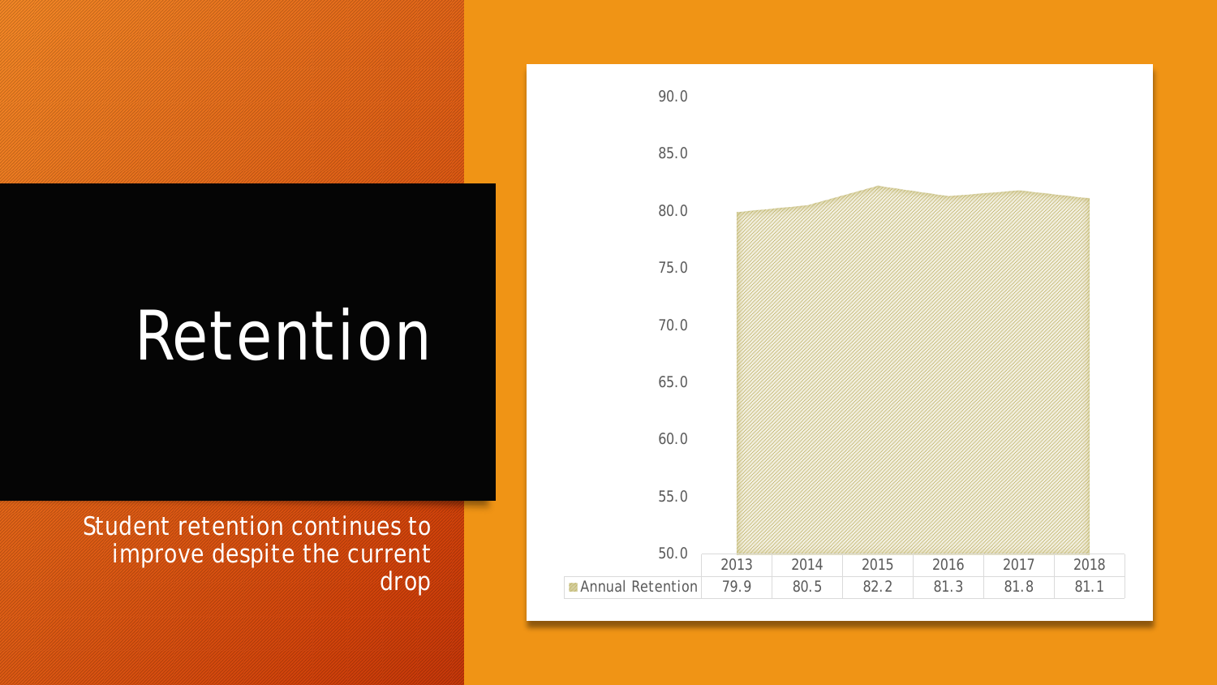# Retention

Student retention continues to improve despite the current drop

| | 2013 | 2014 | 2015 | 2016 | 2017 | 2018 |
|---|---|---|---|---|---|---|
| Annual Retention | 79.9 | 80.5 | 82.2 | 81.3 | 81.8 | 81.1 |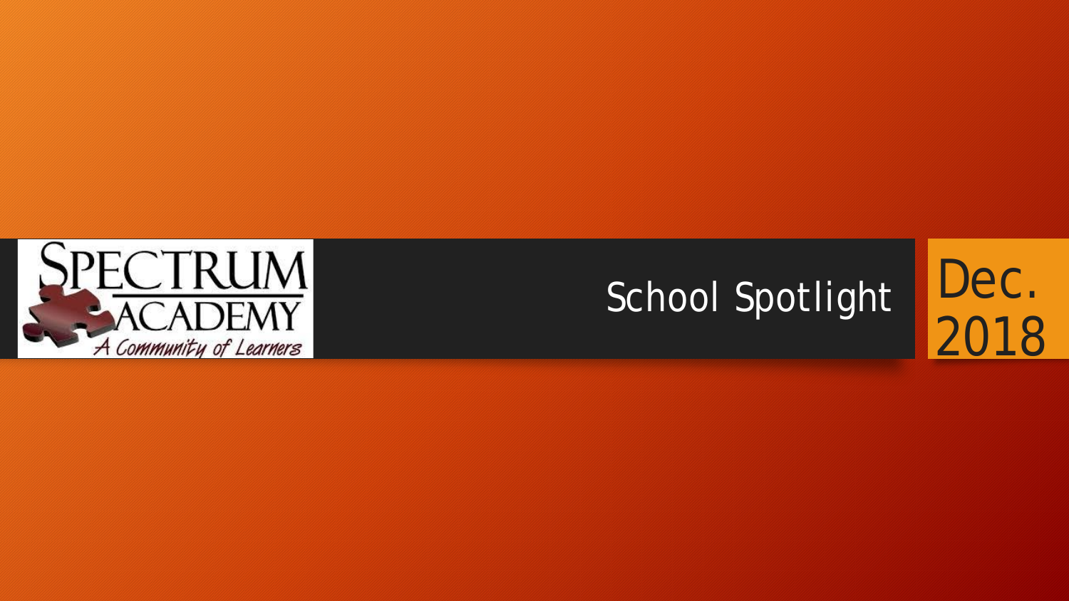SPECTRUM ACADEMY

A Community of Learners

# School Spotlight

Dec. 2018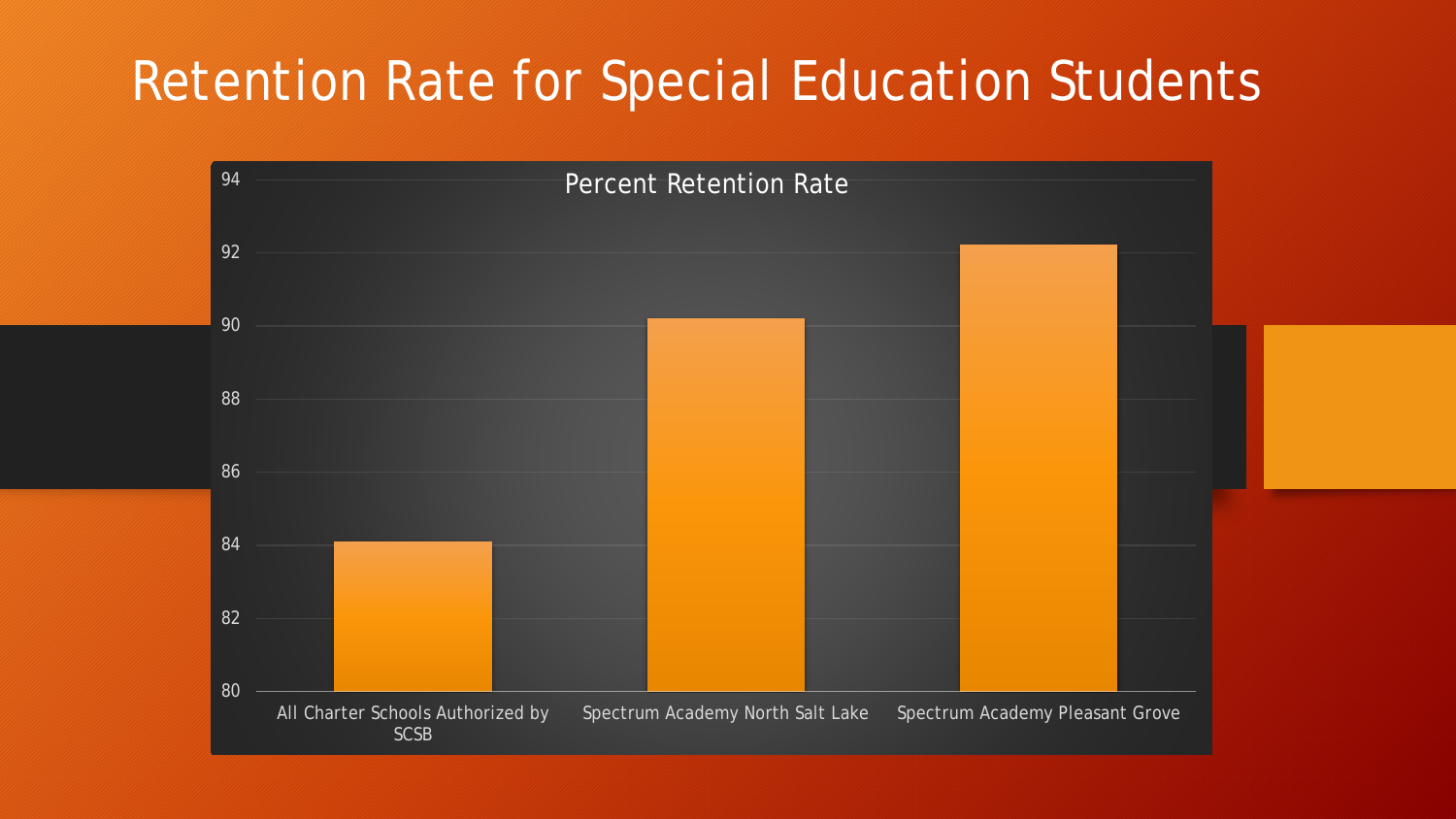# Retention Rate for Special Education Students

Percent Retention Rate

| | Percent Retention Rate |
|---|---|
| All Charter Schools Authorized by SCSB | 84.1 |
| Spectrum Academy North Salt Lake | 90.2 |
| Spectrum Academy Pleasant Grove | 92.2 |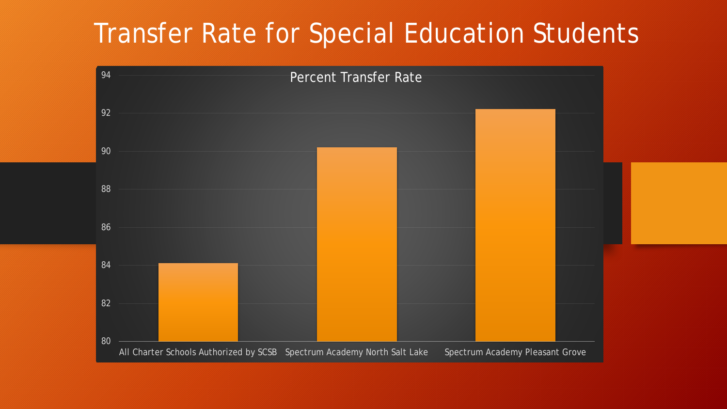# Transfer Rate for Special Education Students

**Percent Transfer Rate**

| School | Percent Transfer Rate |
| --- | --- |
| All Charter Schools Authorized by SCSB | ~84.1 |
| Spectrum Academy North Salt Lake | ~90.2 |
| Spectrum Academy Pleasant Grove | ~92.2 |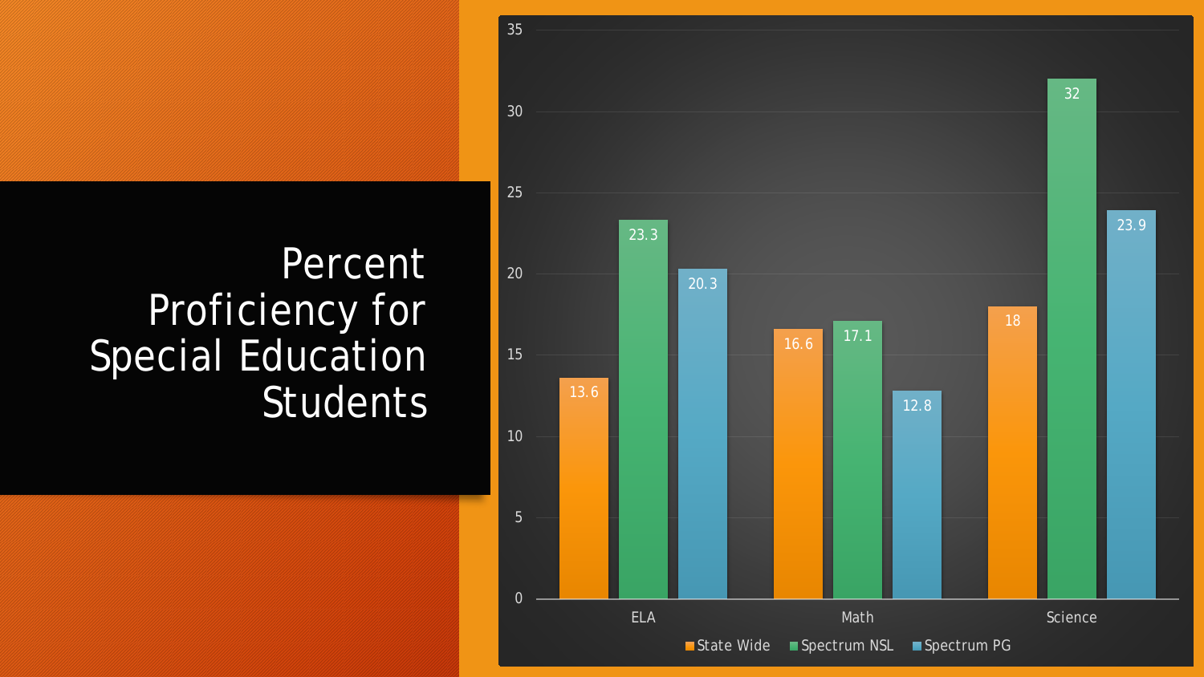# Percent Proficiency for Special Education Students

| | State Wide | Spectrum NSL | Spectrum PG |
|---|---|---|---|
| ELA | 13.6 | 23.3 | 20.3 |
| Math | 16.6 | 17.1 | 12.8 |
| Science | 18 | 32 | 23.9 |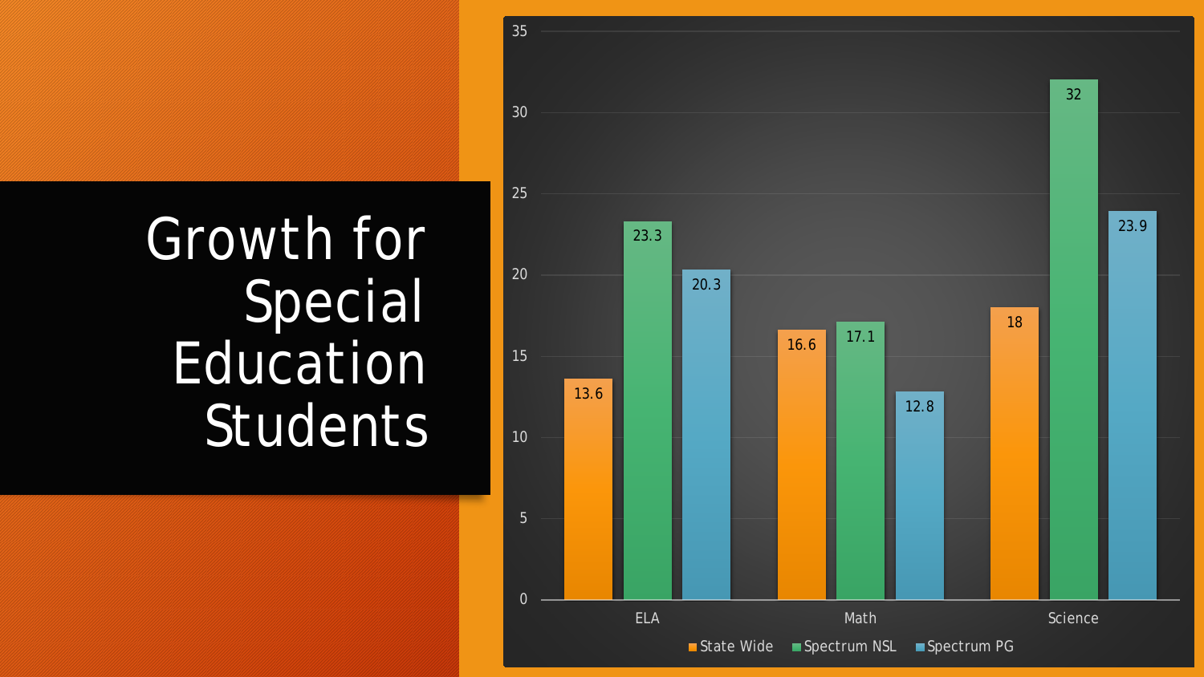# Growth for Special Education Students

| | State Wide | Spectrum NSL | Spectrum PG |
|---|---|---|---|
| ELA | 13.6 | 23.3 | 20.3 |
| Math | 16.6 | 17.1 | 12.8 |
| Science | 18 | 32 | 23.9 |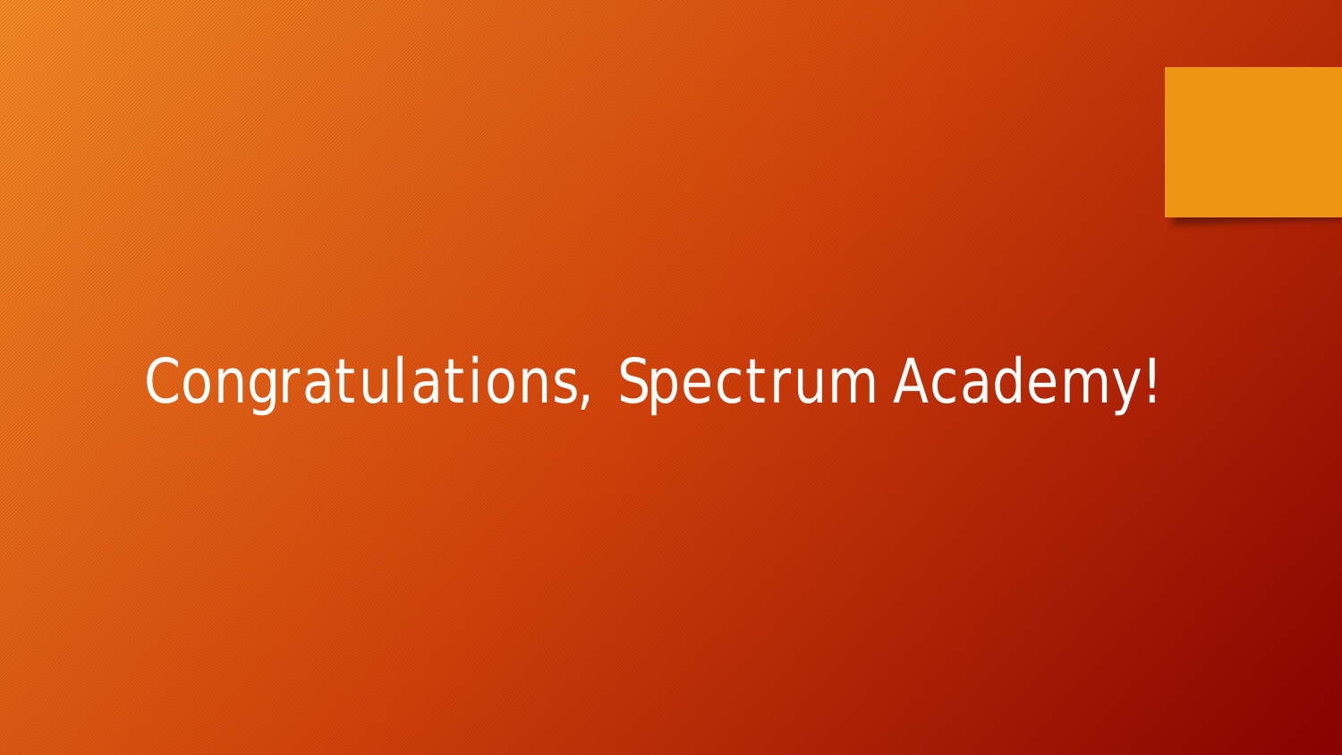# Congratulations, Spectrum Academy!